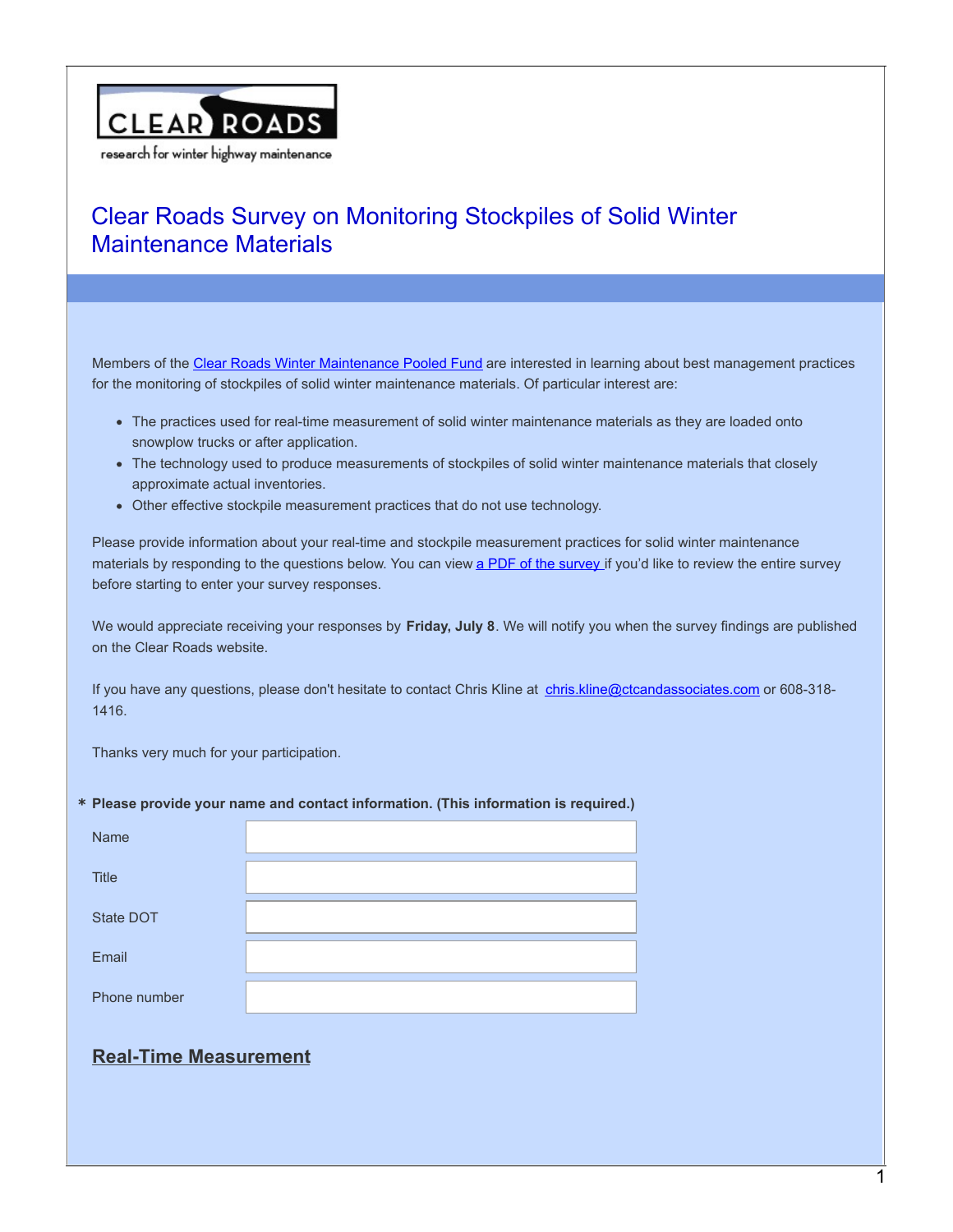CLEAR ROADS

research for winter highway maintenance

# Clear Roads Survey on Monitoring Stockpiles of Solid Winter Maintenance Materials

Members of the Clear Roads Winter Maintenance Pooled Fund are interested in learning about best management practices for the monitoring of stockpiles of solid winter maintenance materials. Of particular interest are:

- The practices used for real-time measurement of solid winter maintenance materials as they are loaded onto snowplow trucks or after application.
- The technology used to produce measurements of stockpiles of solid winter maintenance materials that closely approximate actual inventories.
- Other effective stockpile measurement practices that do not use technology.

Please provide information about your real-time and stockpile measurement practices for solid winter maintenance materials by responding to the questions below. You can view a PDF of the survey if you'd like to review the entire survey before starting to enter your survey responses.

We would appreciate receiving your responses by **Friday, July 8**. We will notify you when the survey findings are published on the Clear Roads website.

If you have any questions, please don't hesitate to contact Chris Kline at chris.kline@ctcandassociates.com or 608-318-1416.

Thanks very much for your participation.

**\* Please provide your name and contact information. (This information is required.)**

| | |
|---|---|
| Name | |
| Title | |
| State DOT | |
| Email | |
| Phone number | |

## Real-Time Measurement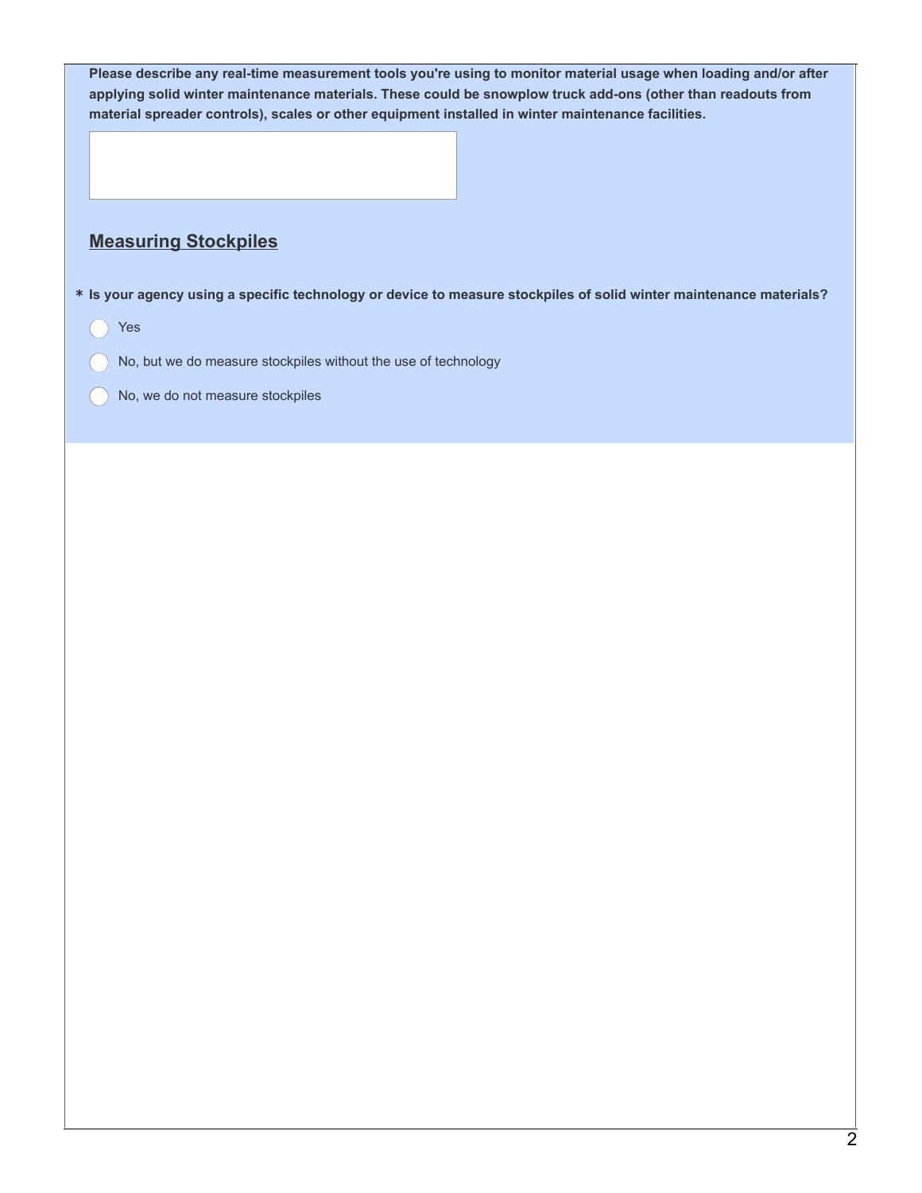**Please describe any real-time measurement tools you're using to monitor material usage when loading and/or after applying solid winter maintenance materials. These could be snowplow truck add-ons (other than readouts from material spreader controls), scales or other equipment installed in winter maintenance facilities.**

## Measuring Stockpiles

* **Is your agency using a specific technology or device to measure stockpiles of solid winter maintenance materials?**

- ◯ Yes
- ◯ No, but we do measure stockpiles without the use of technology
- ◯ No, we do not measure stockpiles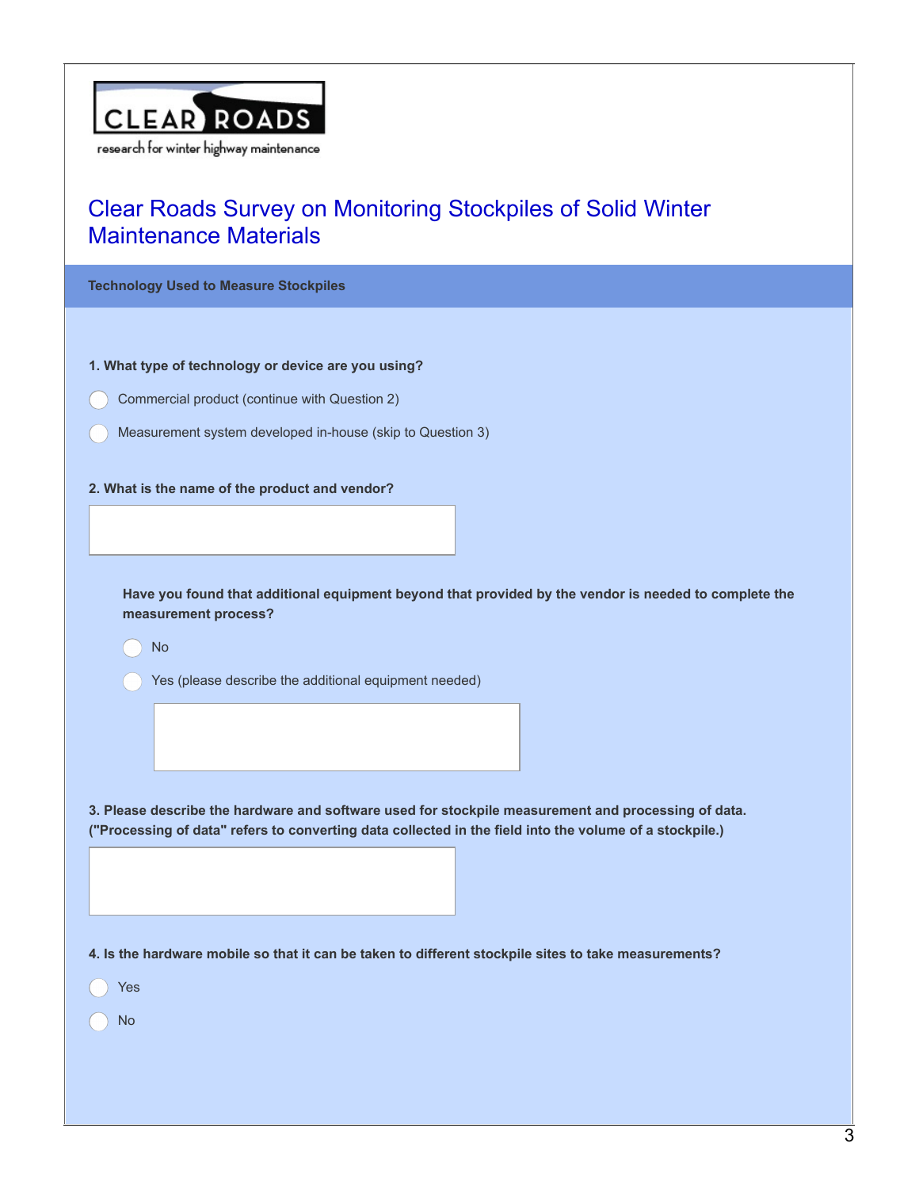CLEAR ROADS
research for winter highway maintenance

# Clear Roads Survey on Monitoring Stockpiles of Solid Winter Maintenance Materials

## Technology Used to Measure Stockpiles

**1. What type of technology or device are you using?**

- ( ) Commercial product (continue with Question 2)
- ( ) Measurement system developed in-house (skip to Question 3)

**2. What is the name of the product and vendor?**

[ ]

**Have you found that additional equipment beyond that provided by the vendor is needed to complete the measurement process?**

- ( ) No
- ( ) Yes (please describe the additional equipment needed)

[ ]

**3. Please describe the hardware and software used for stockpile measurement and processing of data. ("Processing of data" refers to converting data collected in the field into the volume of a stockpile.)**

[ ]

**4. Is the hardware mobile so that it can be taken to different stockpile sites to take measurements?**

- ( ) Yes
- ( ) No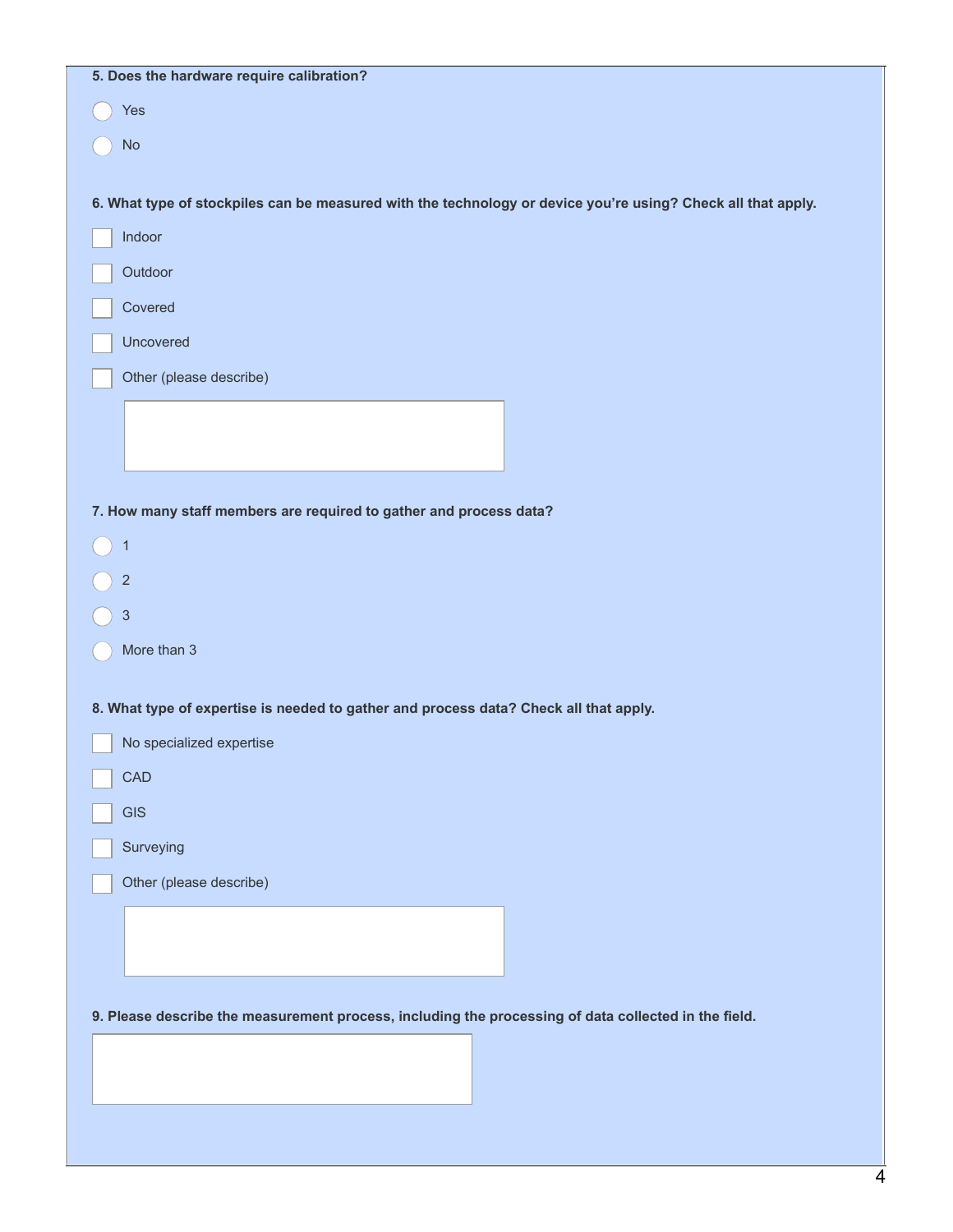**5. Does the hardware require calibration?**

- ( ) Yes
- ( ) No

**6. What type of stockpiles can be measured with the technology or device you're using? Check all that apply.**

- [ ] Indoor
- [ ] Outdoor
- [ ] Covered
- [ ] Uncovered
- [ ] Other (please describe)

**7. How many staff members are required to gather and process data?**

- ( ) 1
- ( ) 2
- ( ) 3
- ( ) More than 3

**8. What type of expertise is needed to gather and process data? Check all that apply.**

- [ ] No specialized expertise
- [ ] CAD
- [ ] GIS
- [ ] Surveying
- [ ] Other (please describe)

**9. Please describe the measurement process, including the processing of data collected in the field.**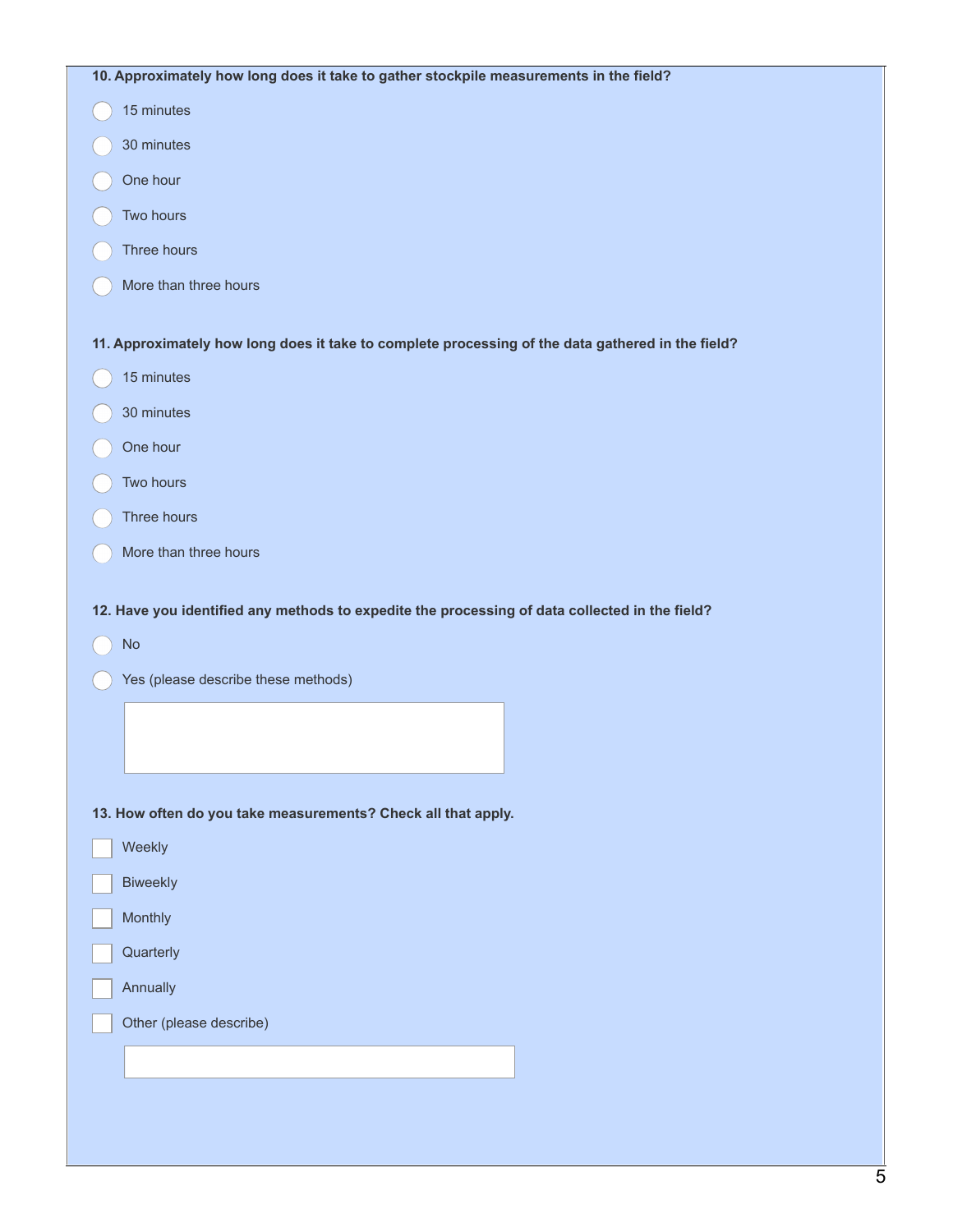**10. Approximately how long does it take to gather stockpile measurements in the field?**

- ○ 15 minutes
- ○ 30 minutes
- ○ One hour
- ○ Two hours
- ○ Three hours
- ○ More than three hours

**11. Approximately how long does it take to complete processing of the data gathered in the field?**

- ○ 15 minutes
- ○ 30 minutes
- ○ One hour
- ○ Two hours
- ○ Three hours
- ○ More than three hours

**12. Have you identified any methods to expedite the processing of data collected in the field?**

- ○ No
- ○ Yes (please describe these methods)

**13. How often do you take measurements? Check all that apply.**

- ☐ Weekly
- ☐ Biweekly
- ☐ Monthly
- ☐ Quarterly
- ☐ Annually
- ☐ Other (please describe)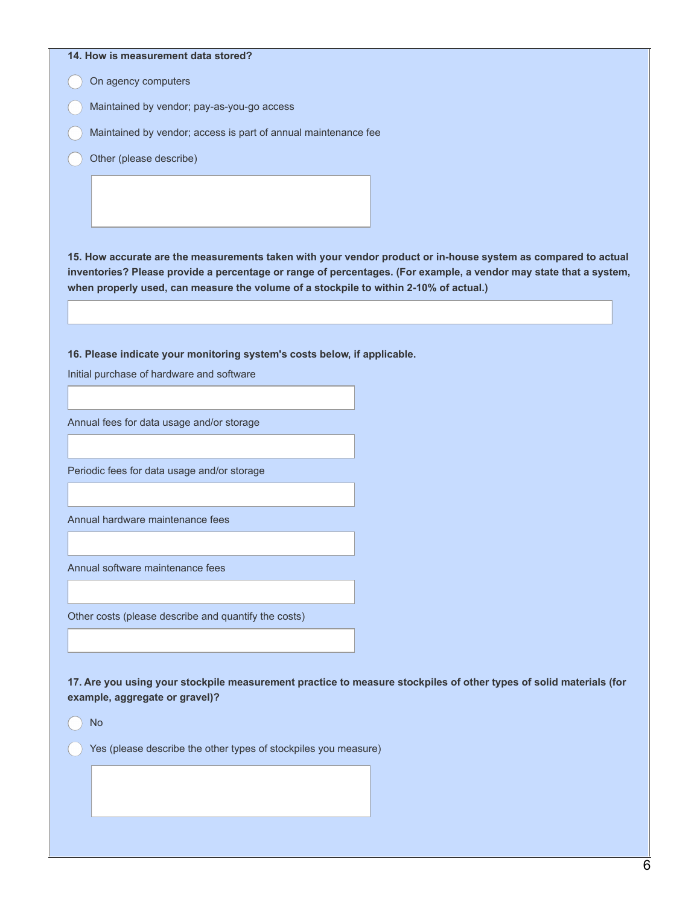**14. How is measurement data stored?**

- ◯ On agency computers
- ◯ Maintained by vendor; pay-as-you-go access
- ◯ Maintained by vendor; access is part of annual maintenance fee
- ◯ Other (please describe)

**15. How accurate are the measurements taken with your vendor product or in-house system as compared to actual inventories? Please provide a percentage or range of percentages. (For example, a vendor may state that a system, when properly used, can measure the volume of a stockpile to within 2-10% of actual.)**

**16. Please indicate your monitoring system's costs below, if applicable.**

Initial purchase of hardware and software

Annual fees for data usage and/or storage

Periodic fees for data usage and/or storage

Annual hardware maintenance fees

Annual software maintenance fees

Other costs (please describe and quantify the costs)

**17. Are you using your stockpile measurement practice to measure stockpiles of other types of solid materials (for example, aggregate or gravel)?**

- ◯ No
- ◯ Yes (please describe the other types of stockpiles you measure)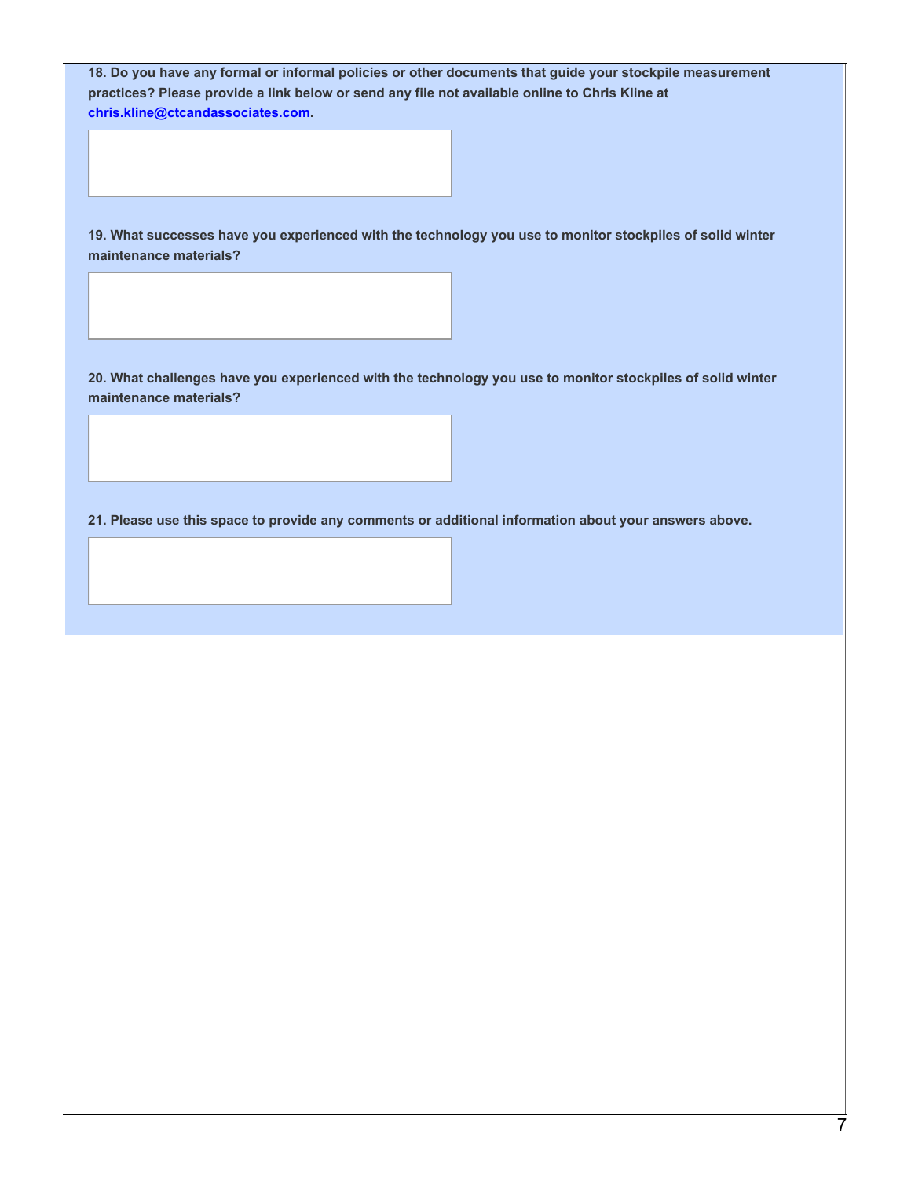**18. Do you have any formal or informal policies or other documents that guide your stockpile measurement practices? Please provide a link below or send any file not available online to Chris Kline at [chris.kline@ctcandassociates.com](mailto:chris.kline@ctcandassociates.com).**

**19. What successes have you experienced with the technology you use to monitor stockpiles of solid winter maintenance materials?**

**20. What challenges have you experienced with the technology you use to monitor stockpiles of solid winter maintenance materials?**

**21. Please use this space to provide any comments or additional information about your answers above.**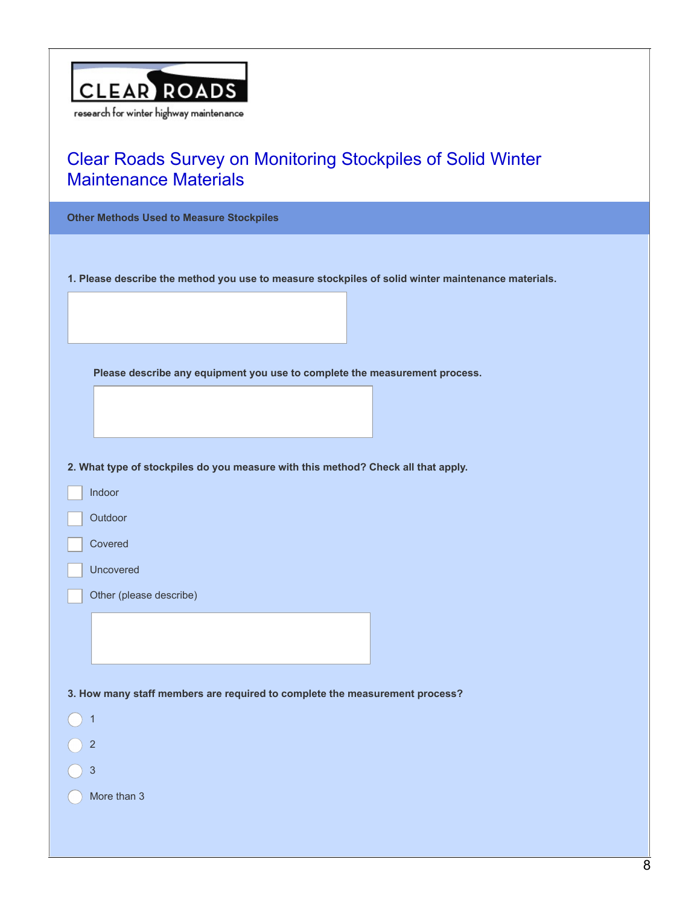CLEAR ROADS

research for winter highway maintenance

# Clear Roads Survey on Monitoring Stockpiles of Solid Winter Maintenance Materials

## Other Methods Used to Measure Stockpiles

**1. Please describe the method you use to measure stockpiles of solid winter maintenance materials.**

**Please describe any equipment you use to complete the measurement process.**

**2. What type of stockpiles do you measure with this method? Check all that apply.**

- [ ] Indoor
- [ ] Outdoor
- [ ] Covered
- [ ] Uncovered
- [ ] Other (please describe)

**3. How many staff members are required to complete the measurement process?**

- ( ) 1
- ( ) 2
- ( ) 3
- ( ) More than 3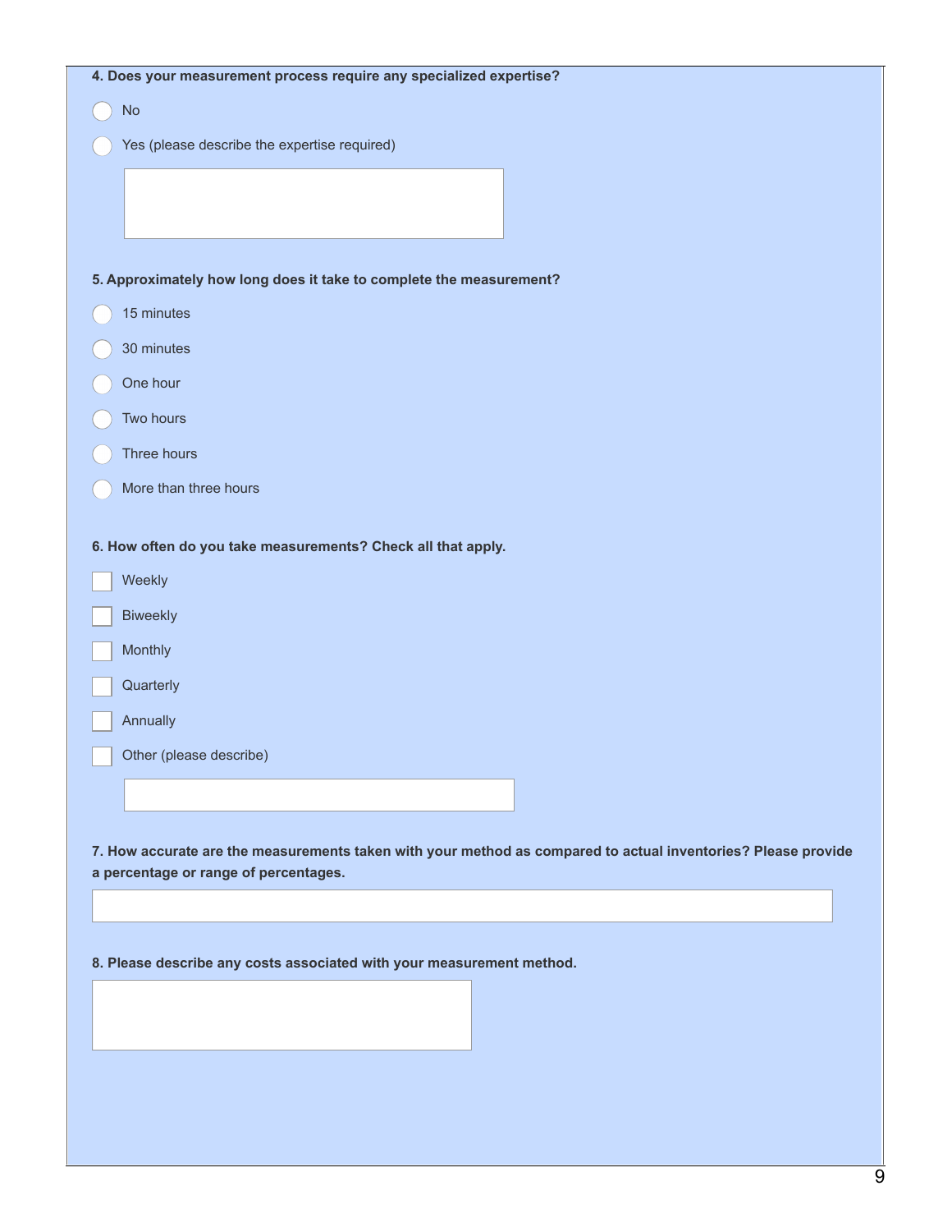**4. Does your measurement process require any specialized expertise?**

- ( ) No
- ( ) Yes (please describe the expertise required)

**5. Approximately how long does it take to complete the measurement?**

- ( ) 15 minutes
- ( ) 30 minutes
- ( ) One hour
- ( ) Two hours
- ( ) Three hours
- ( ) More than three hours

**6. How often do you take measurements? Check all that apply.**

- [ ] Weekly
- [ ] Biweekly
- [ ] Monthly
- [ ] Quarterly
- [ ] Annually
- [ ] Other (please describe)

**7. How accurate are the measurements taken with your method as compared to actual inventories? Please provide a percentage or range of percentages.**

**8. Please describe any costs associated with your measurement method.**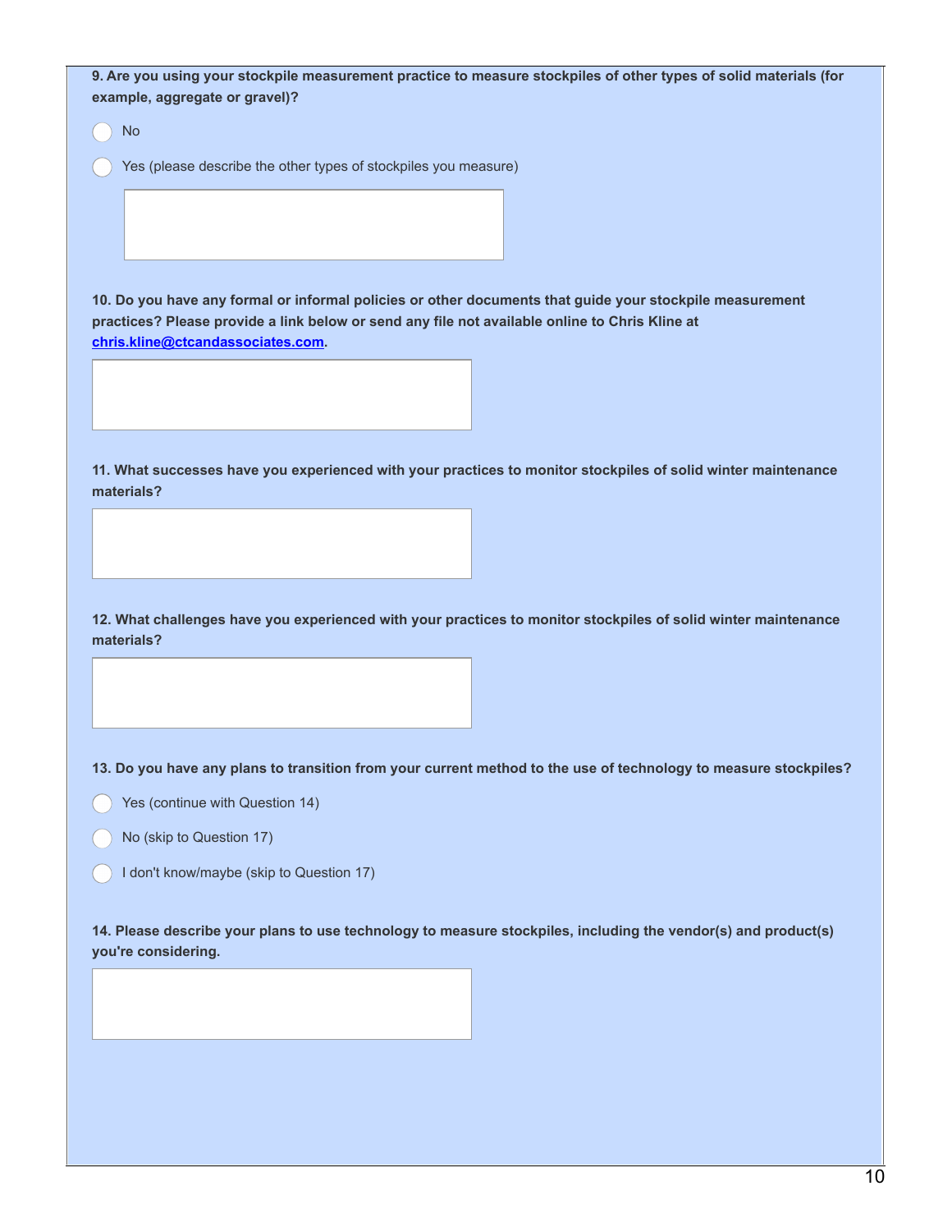**9. Are you using your stockpile measurement practice to measure stockpiles of other types of solid materials (for example, aggregate or gravel)?**

- ◯ No
- ◯ Yes (please describe the other types of stockpiles you measure)

**10. Do you have any formal or informal policies or other documents that guide your stockpile measurement practices? Please provide a link below or send any file not available online to Chris Kline at [chris.kline@ctcandassociates.com](mailto:chris.kline@ctcandassociates.com).**

**11. What successes have you experienced with your practices to monitor stockpiles of solid winter maintenance materials?**

**12. What challenges have you experienced with your practices to monitor stockpiles of solid winter maintenance materials?**

**13. Do you have any plans to transition from your current method to the use of technology to measure stockpiles?**

- ◯ Yes (continue with Question 14)
- ◯ No (skip to Question 17)
- ◯ I don't know/maybe (skip to Question 17)

**14. Please describe your plans to use technology to measure stockpiles, including the vendor(s) and product(s) you're considering.**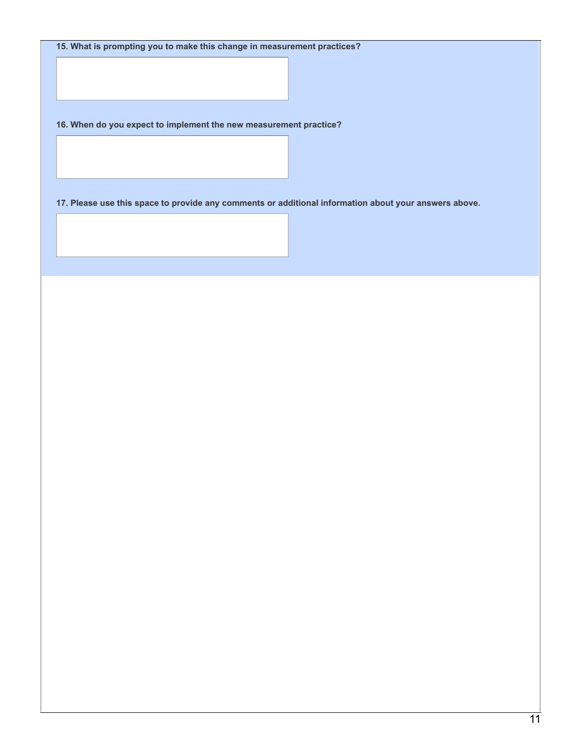**15. What is prompting you to make this change in measurement practices?**

**16. When do you expect to implement the new measurement practice?**

**17. Please use this space to provide any comments or additional information about your answers above.**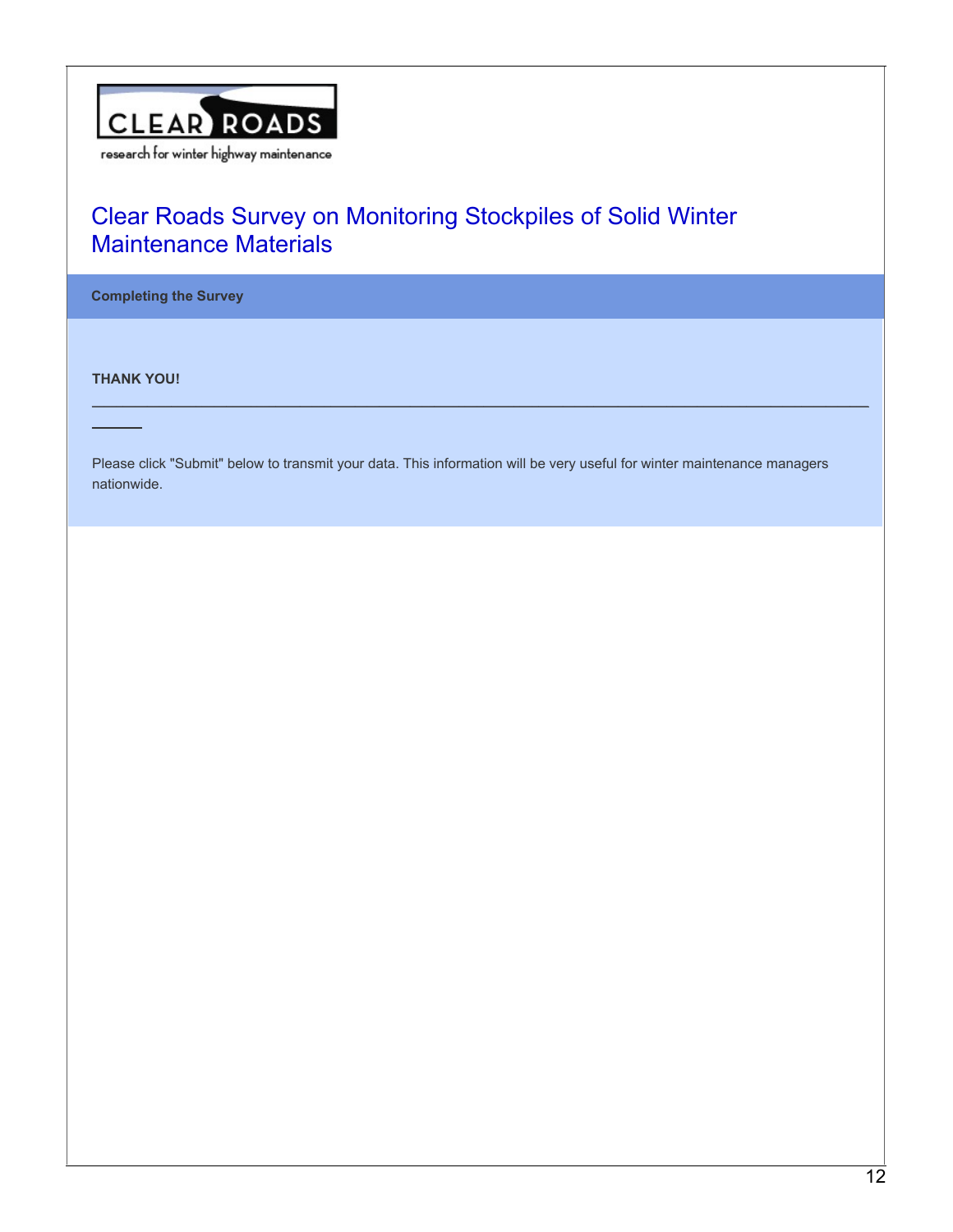# Clear Roads Survey on Monitoring Stockpiles of Solid Winter Maintenance Materials

## Completing the Survey

**THANK YOU!**

---

Please click "Submit" below to transmit your data. This information will be very useful for winter maintenance managers nationwide.